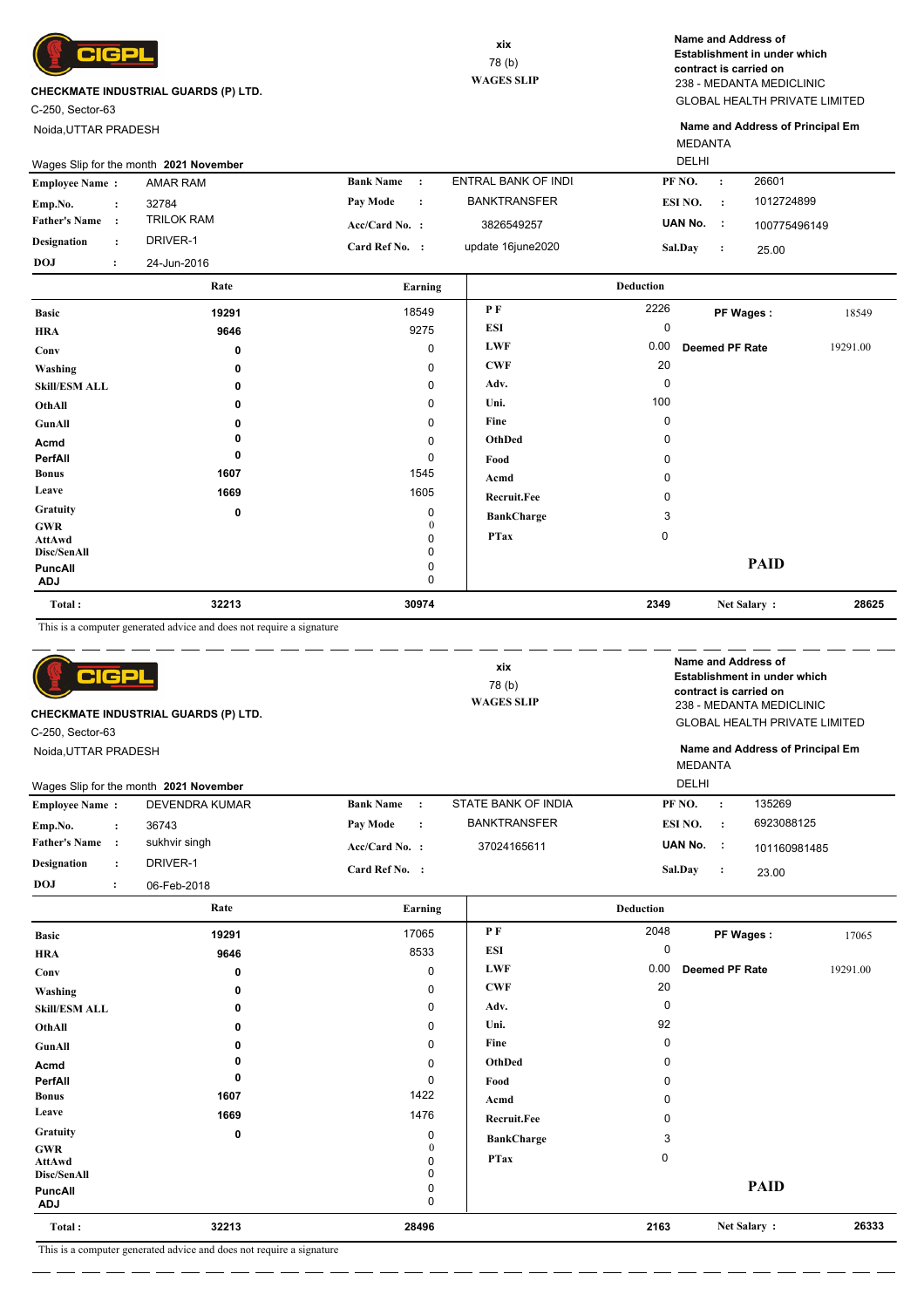**CIGPL**

**CHECKMATE INDUSTRIAL GUARDS (P) LTD.**

C-250, Sector-63

Noida,UTTAR PRADESH

xix

78 (b)

**WAGES SLIP**

**Name and Address of Establishment in under which contract is carried on**

238 - MEDANTA MEDICLINIC

GLOBAL HEALTH PRIVATE LIMITED

**Name and Address of Principal Em**

MEDANTA

DELHI

Wages Slip for the month **2021 November**

| | | | | | |
|---|---|---|---|---|---|
| **Employee Name :** | AMAR RAM | **Bank Name :** | ENTRAL BANK OF INDI | **PF NO. :** | 26601 |
| **Emp.No. :** | 32784 | **Pay Mode :** | BANKTRANSFER | **ESI NO. :** | 1012724899 |
| **Father's Name :** | TRILOK RAM | **Acc/Card No. :** | 3826549257 | **UAN No. :** | 100775496149 |
| **Designation :** | DRIVER-1 | **Card Ref No. :** | update 16june2020 | **Sal.Day :** | 25.00 |
| **DOJ :** | 24-Jun-2016 | | | | |

| | Rate | Earning | Deduction | | | |
|---|---|---|---|---|---|---|
| **Basic** | 19291 | 18549 | **P F** | 2226 | **PF Wages :** | 18549 |
| **HRA** | 9646 | 9275 | **ESI** | 0 | | |
| **Conv** | 0 | 0 | **LWF** | 0.00 | **Deemed PF Rate** | 19291.00 |
| **Washing** | 0 | 0 | **CWF** | 20 | | |
| **Skill/ESM ALL** | 0 | 0 | **Adv.** | 0 | | |
| **OthAll** | 0 | 0 | **Uni.** | 100 | | |
| **GunAll** | 0 | 0 | **Fine** | 0 | | |
| **Acmd** | 0 | 0 | **OthDed** | 0 | | |
| **PerfAll** | 0 | 0 | **Food** | 0 | | |
| **Bonus** | 1607 | 1545 | **Acmd** | 0 | | |
| **Leave** | 1669 | 1605 | **Recruit.Fee** | 0 | | |
| **Gratuity** | 0 | 0 | **BankCharge** | 3 | | |
| **GWR** | | 0 | **PTax** | 0 | | |
| **AttAwd** | | 0 | | | | |
| **Disc/SenAll** | | 0 | | | | |
| **PuncAll** | | 0 | | | **PAID** | |
| **ADJ** | | 0 | | | | |
| **Total :** | 32213 | 30974 | | 2349 | **Net Salary :** | 28625 |

This is a computer generated advice and does not require a signature

---

**CIGPL**

**CHECKMATE INDUSTRIAL GUARDS (P) LTD.**

C-250, Sector-63

Noida,UTTAR PRADESH

xix

78 (b)

**WAGES SLIP**

**Name and Address of Establishment in under which contract is carried on**

238 - MEDANTA MEDICLINIC

GLOBAL HEALTH PRIVATE LIMITED

**Name and Address of Principal Em**

MEDANTA

DELHI

Wages Slip for the month **2021 November**

| | | | | | |
|---|---|---|---|---|---|
| **Employee Name :** | DEVENDRA KUMAR | **Bank Name :** | STATE BANK OF INDIA | **PF NO. :** | 135269 |
| **Emp.No. :** | 36743 | **Pay Mode :** | BANKTRANSFER | **ESI NO. :** | 6923088125 |
| **Father's Name :** | sukhvir singh | **Acc/Card No. :** | 37024165611 | **UAN No. :** | 101160981485 |
| **Designation :** | DRIVER-1 | **Card Ref No. :** | | **Sal.Day :** | 23.00 |
| **DOJ :** | 06-Feb-2018 | | | | |

| | Rate | Earning | Deduction | | | |
|---|---|---|---|---|---|---|
| **Basic** | 19291 | 17065 | **P F** | 2048 | **PF Wages :** | 17065 |
| **HRA** | 9646 | 8533 | **ESI** | 0 | | |
| **Conv** | 0 | 0 | **LWF** | 0.00 | **Deemed PF Rate** | 19291.00 |
| **Washing** | 0 | 0 | **CWF** | 20 | | |
| **Skill/ESM ALL** | 0 | 0 | **Adv.** | 0 | | |
| **OthAll** | 0 | 0 | **Uni.** | 92 | | |
| **GunAll** | 0 | 0 | **Fine** | 0 | | |
| **Acmd** | 0 | 0 | **OthDed** | 0 | | |
| **PerfAll** | 0 | 0 | **Food** | 0 | | |
| **Bonus** | 1607 | 1422 | **Acmd** | 0 | | |
| **Leave** | 1669 | 1476 | **Recruit.Fee** | 0 | | |
| **Gratuity** | 0 | 0 | **BankCharge** | 3 | | |
| **GWR** | | 0 | **PTax** | 0 | | |
| **AttAwd** | | 0 | | | | |
| **Disc/SenAll** | | 0 | | | | |
| **PuncAll** | | 0 | | | **PAID** | |
| **ADJ** | | 0 | | | | |
| **Total :** | 32213 | 28496 | | 2163 | **Net Salary :** | 26333 |

This is a computer generated advice and does not require a signature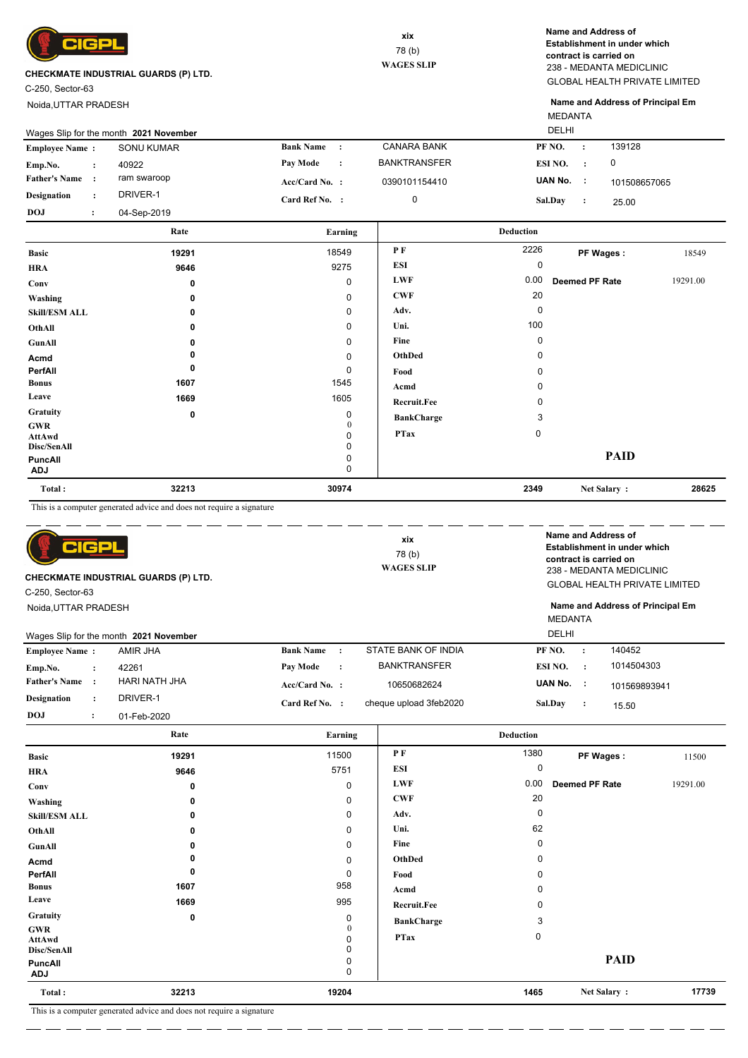CIGPL

**CHECKMATE INDUSTRIAL GUARDS (P) LTD.**

C-250, Sector-63

Noida,UTTAR PRADESH

xix

78 (b)

**WAGES SLIP**

**Name and Address of Establishment in under which contract is carried on**

238 - MEDANTA MEDICLINIC

GLOBAL HEALTH PRIVATE LIMITED

**Name and Address of Principal Em**

MEDANTA

DELHI

Wages Slip for the month **2021 November**

| | | | | | |
|---|---|---|---|---|---|
| **Employee Name :** | SONU KUMAR | **Bank Name :** | CANARA BANK | **PF NO. :** | 139128 |
| **Emp.No. :** | 40922 | **Pay Mode :** | BANKTRANSFER | **ESI NO. :** | 0 |
| **Father's Name :** | ram swaroop | **Acc/Card No. :** | 0390101154410 | **UAN No. :** | 101508657065 |
| **Designation :** | DRIVER-1 | **Card Ref No. :** | 0 | **Sal.Day :** | 25.00 |
| **DOJ :** | 04-Sep-2019 | | | | |

| | Rate | Earning | Deduction | | | |
|---|---|---|---|---|---|---|
| **Basic** | 19291 | 18549 | **P F** | 2226 | **PF Wages :** | 18549 |
| **HRA** | 9646 | 9275 | **ESI** | 0 | | |
| **Conv** | 0 | 0 | **LWF** | 0.00 | **Deemed PF Rate** | 19291.00 |
| **Washing** | 0 | 0 | **CWF** | 20 | | |
| **Skill/ESM ALL** | 0 | 0 | **Adv.** | 0 | | |
| **OthAll** | 0 | 0 | **Uni.** | 100 | | |
| **GunAll** | 0 | 0 | **Fine** | 0 | | |
| **Acmd** | 0 | 0 | **OthDed** | 0 | | |
| **PerfAll** | 0 | 0 | **Food** | 0 | | |
| **Bonus** | 1607 | 1545 | **Acmd** | 0 | | |
| **Leave** | 1669 | 1605 | **Recruit.Fee** | 0 | | |
| **Gratuity** | 0 | 0 | **BankCharge** | 3 | | |
| **GWR** | | 0 | **PTax** | 0 | | |
| **AttAwd** | | 0 | | | | |
| **Disc/SenAll** | | 0 | | | | |
| **PuncAll** | | 0 | | | **PAID** | |
| **ADJ** | | 0 | | | | |
| **Total :** | 32213 | 30974 | | 2349 | **Net Salary :** | 28625 |

This is a computer generated advice and does not require a signature

---

CIGPL

**CHECKMATE INDUSTRIAL GUARDS (P) LTD.**

C-250, Sector-63

Noida,UTTAR PRADESH

xix

78 (b)

**WAGES SLIP**

**Name and Address of Establishment in under which contract is carried on**

238 - MEDANTA MEDICLINIC

GLOBAL HEALTH PRIVATE LIMITED

**Name and Address of Principal Em**

MEDANTA

DELHI

Wages Slip for the month **2021 November**

| | | | | | |
|---|---|---|---|---|---|
| **Employee Name :** | AMIR JHA | **Bank Name :** | STATE BANK OF INDIA | **PF NO. :** | 140452 |
| **Emp.No. :** | 42261 | **Pay Mode :** | BANKTRANSFER | **ESI NO. :** | 1014504303 |
| **Father's Name :** | HARI NATH JHA | **Acc/Card No. :** | 10650682624 | **UAN No. :** | 101569893941 |
| **Designation :** | DRIVER-1 | **Card Ref No. :** | cheque upload 3feb2020 | **Sal.Day :** | 15.50 |
| **DOJ :** | 01-Feb-2020 | | | | |

| | Rate | Earning | Deduction | | | |
|---|---|---|---|---|---|---|
| **Basic** | 19291 | 11500 | **P F** | 1380 | **PF Wages :** | 11500 |
| **HRA** | 9646 | 5751 | **ESI** | 0 | | |
| **Conv** | 0 | 0 | **LWF** | 0.00 | **Deemed PF Rate** | 19291.00 |
| **Washing** | 0 | 0 | **CWF** | 20 | | |
| **Skill/ESM ALL** | 0 | 0 | **Adv.** | 0 | | |
| **OthAll** | 0 | 0 | **Uni.** | 62 | | |
| **GunAll** | 0 | 0 | **Fine** | 0 | | |
| **Acmd** | 0 | 0 | **OthDed** | 0 | | |
| **PerfAll** | 0 | 0 | **Food** | 0 | | |
| **Bonus** | 1607 | 958 | **Acmd** | 0 | | |
| **Leave** | 1669 | 995 | **Recruit.Fee** | 0 | | |
| **Gratuity** | 0 | 0 | **BankCharge** | 3 | | |
| **GWR** | | 0 | **PTax** | 0 | | |
| **AttAwd** | | 0 | | | | |
| **Disc/SenAll** | | 0 | | | | |
| **PuncAll** | | 0 | | | **PAID** | |
| **ADJ** | | 0 | | | | |
| **Total :** | 32213 | 19204 | | 1465 | **Net Salary :** | 17739 |

This is a computer generated advice and does not require a signature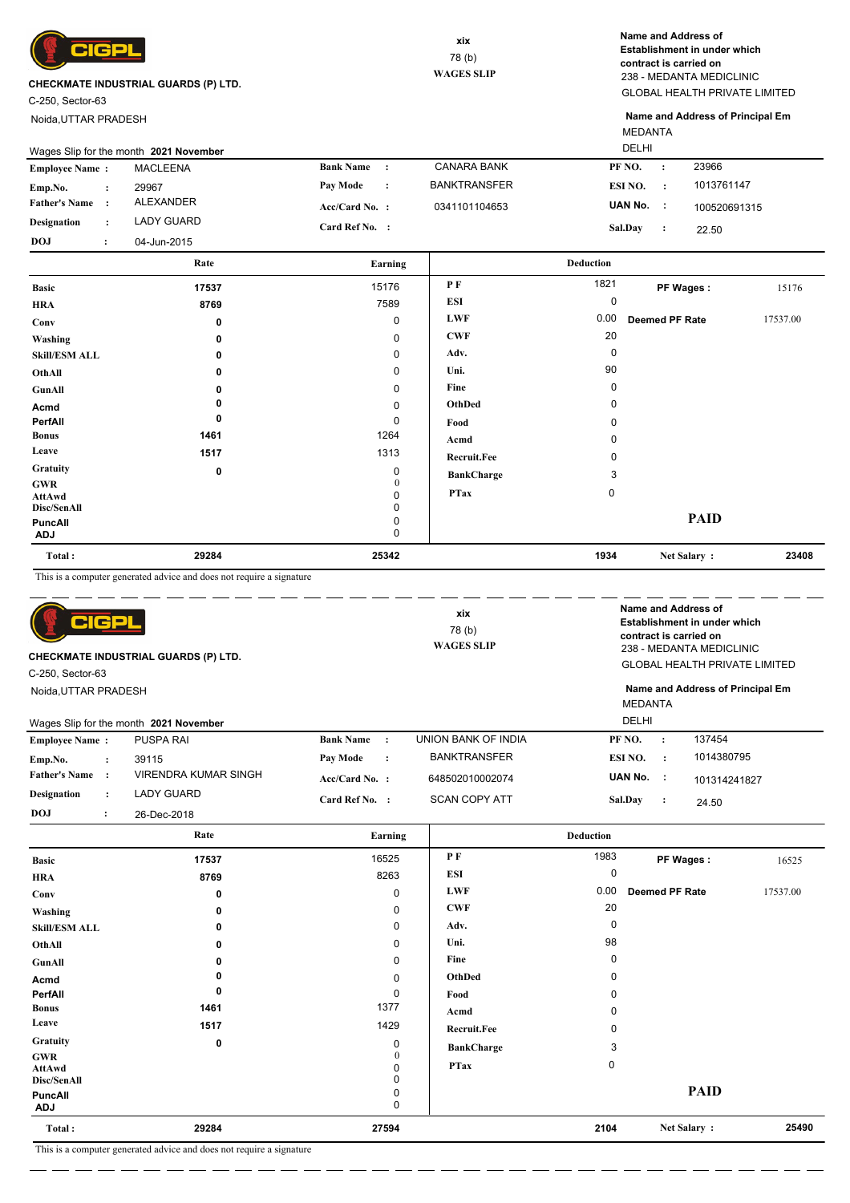**CIGPL**

**CHECKMATE INDUSTRIAL GUARDS (P) LTD.**

C-250, Sector-63

Noida,UTTAR PRADESH

xix

78 (b)

**WAGES SLIP**

**Name and Address of Establishment in under which contract is carried on**

238 - MEDANTA MEDICLINIC

GLOBAL HEALTH PRIVATE LIMITED

**Name and Address of Principal Em**

MEDANTA

DELHI

Wages Slip for the month **2021 November**

| | | | | | |
|---|---|---|---|---|---|
| **Employee Name :** | MACLEENA | **Bank Name :** | CANARA BANK | **PF NO. :** | 23966 |
| **Emp.No. :** | 29967 | **Pay Mode :** | BANKTRANSFER | **ESI NO. :** | 1013761147 |
| **Father's Name :** | ALEXANDER | **Acc/Card No. :** | 0341101104653 | **UAN No. :** | 100520691315 |
| **Designation :** | LADY GUARD | **Card Ref No. :** | | **Sal.Day :** | 22.50 |
| **DOJ :** | 04-Jun-2015 | | | | |

| | Rate | Earning | Deduction | | | |
|---|---|---|---|---|---|---|
| **Basic** | 17537 | 15176 | **P F** | 1821 | **PF Wages :** | 15176 |
| **HRA** | 8769 | 7589 | **ESI** | 0 | | |
| **Conv** | 0 | 0 | **LWF** | 0.00 | **Deemed PF Rate** | 17537.00 |
| **Washing** | 0 | 0 | **CWF** | 20 | | |
| **Skill/ESM ALL** | 0 | 0 | **Adv.** | 0 | | |
| **OthAll** | 0 | 0 | **Uni.** | 90 | | |
| **GunAll** | 0 | 0 | **Fine** | 0 | | |
| **Acmd** | 0 | 0 | **OthDed** | 0 | | |
| **PerfAll** | 0 | 0 | **Food** | 0 | | |
| **Bonus** | 1461 | 1264 | **Acmd** | 0 | | |
| **Leave** | 1517 | 1313 | **Recruit.Fee** | 0 | | |
| **Gratuity** | 0 | 0 | **BankCharge** | 3 | | |
| **GWR** | | 0 | **PTax** | 0 | | |
| **AttAwd** | | 0 | | | | |
| **Disc/SenAll** | | 0 | | | | |
| **PuncAll** | | 0 | | | **PAID** | |
| **ADJ** | | 0 | | | | |
| **Total :** | **29284** | **25342** | | **1934** | **Net Salary :** | **23408** |

This is a computer generated advice and does not require a signature

---

**CIGPL**

**CHECKMATE INDUSTRIAL GUARDS (P) LTD.**

C-250, Sector-63

Noida,UTTAR PRADESH

xix

78 (b)

**WAGES SLIP**

**Name and Address of Establishment in under which contract is carried on**

238 - MEDANTA MEDICLINIC

GLOBAL HEALTH PRIVATE LIMITED

**Name and Address of Principal Em**

MEDANTA

DELHI

Wages Slip for the month **2021 November**

| | | | | | |
|---|---|---|---|---|---|
| **Employee Name :** | PUSPA RAI | **Bank Name :** | UNION BANK OF INDIA | **PF NO. :** | 137454 |
| **Emp.No. :** | 39115 | **Pay Mode :** | BANKTRANSFER | **ESI NO. :** | 1014380795 |
| **Father's Name :** | VIRENDRA KUMAR SINGH | **Acc/Card No. :** | 648502010002074 | **UAN No. :** | 101314241827 |
| **Designation :** | LADY GUARD | **Card Ref No. :** | SCAN COPY ATT | **Sal.Day :** | 24.50 |
| **DOJ :** | 26-Dec-2018 | | | | |

| | Rate | Earning | Deduction | | | |
|---|---|---|---|---|---|---|
| **Basic** | 17537 | 16525 | **P F** | 1983 | **PF Wages :** | 16525 |
| **HRA** | 8769 | 8263 | **ESI** | 0 | | |
| **Conv** | 0 | 0 | **LWF** | 0.00 | **Deemed PF Rate** | 17537.00 |
| **Washing** | 0 | 0 | **CWF** | 20 | | |
| **Skill/ESM ALL** | 0 | 0 | **Adv.** | 0 | | |
| **OthAll** | 0 | 0 | **Uni.** | 98 | | |
| **GunAll** | 0 | 0 | **Fine** | 0 | | |
| **Acmd** | 0 | 0 | **OthDed** | 0 | | |
| **PerfAll** | 0 | 0 | **Food** | 0 | | |
| **Bonus** | 1461 | 1377 | **Acmd** | 0 | | |
| **Leave** | 1517 | 1429 | **Recruit.Fee** | 0 | | |
| **Gratuity** | 0 | 0 | **BankCharge** | 3 | | |
| **GWR** | | 0 | **PTax** | 0 | | |
| **AttAwd** | | 0 | | | | |
| **Disc/SenAll** | | 0 | | | | |
| **PuncAll** | | 0 | | | **PAID** | |
| **ADJ** | | 0 | | | | |
| **Total :** | **29284** | **27594** | | **2104** | **Net Salary :** | **25490** |

This is a computer generated advice and does not require a signature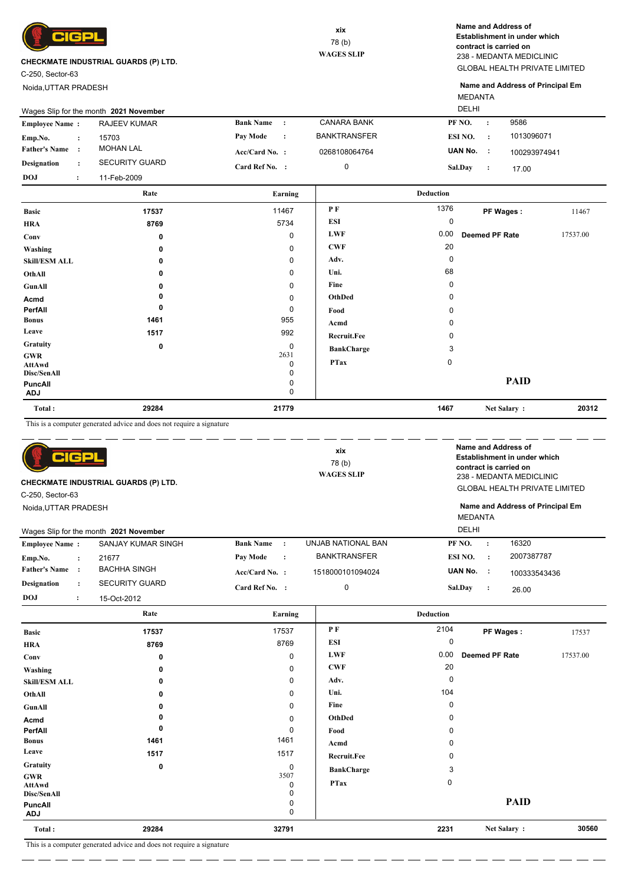**CIGPL**

**CHECKMATE INDUSTRIAL GUARDS (P) LTD.**
C-250, Sector-63
Noida,UTTAR PRADESH

xix
78 (b)
**WAGES SLIP**

**Name and Address of Establishment in under which contract is carried on**
238 - MEDANTA MEDICLINIC
GLOBAL HEALTH PRIVATE LIMITED

**Name and Address of Principal Em**
MEDANTA
DELHI

Wages Slip for the month **2021 November**

| | | | | | |
|---|---|---|---|---|---|
| **Employee Name :** | RAJEEV KUMAR | **Bank Name :** | CANARA BANK | **PF NO. :** | 9586 |
| **Emp.No. :** | 15703 | **Pay Mode :** | BANKTRANSFER | **ESI NO. :** | 1013096071 |
| **Father's Name :** | MOHAN LAL | **Acc/Card No. :** | 0268108064764 | **UAN No. :** | 100293974941 |
| **Designation :** | SECURITY GUARD | **Card Ref No. :** | 0 | **Sal.Day :** | 17.00 |
| **DOJ :** | 11-Feb-2009 | | | | |

| | Rate | Earning | Deduction | | | |
|---|---|---|---|---|---|---|
| **Basic** | 17537 | 11467 | **P F** | 1376 | **PF Wages :** | 11467 |
| **HRA** | 8769 | 5734 | **ESI** | 0 | | |
| **Conv** | 0 | 0 | **LWF** | 0.00 | **Deemed PF Rate** | 17537.00 |
| **Washing** | 0 | 0 | **CWF** | 20 | | |
| **Skill/ESM ALL** | 0 | 0 | **Adv.** | 0 | | |
| **OthAll** | 0 | 0 | **Uni.** | 68 | | |
| **GunAll** | 0 | 0 | **Fine** | 0 | | |
| **Acmd** | 0 | 0 | **OthDed** | 0 | | |
| **PerfAll** | 0 | 0 | **Food** | 0 | | |
| **Bonus** | 1461 | 955 | **Acmd** | 0 | | |
| **Leave** | 1517 | 992 | **Recruit.Fee** | 0 | | |
| **Gratuity** | 0 | 0 | **BankCharge** | 3 | | |
| **GWR** | | 2631 | **PTax** | 0 | | |
| **AttAwd** | | 0 | | | | |
| **Disc/SenAll** | | 0 | | | **PAID** | |
| **PuncAll** | | 0 | | | | |
| **ADJ** | | 0 | | | | |
| **Total :** | 29284 | 21779 | | 1467 | **Net Salary :** | 20312 |

This is a computer generated advice and does not require a signature

---

**CIGPL**

**CHECKMATE INDUSTRIAL GUARDS (P) LTD.**
C-250, Sector-63
Noida,UTTAR PRADESH

xix
78 (b)
**WAGES SLIP**

**Name and Address of Establishment in under which contract is carried on**
238 - MEDANTA MEDICLINIC
GLOBAL HEALTH PRIVATE LIMITED

**Name and Address of Principal Em**
MEDANTA
DELHI

Wages Slip for the month **2021 November**

| | | | | | |
|---|---|---|---|---|---|
| **Employee Name :** | SANJAY KUMAR SINGH | **Bank Name :** | UNJAB NATIONAL BAN | **PF NO. :** | 16320 |
| **Emp.No. :** | 21677 | **Pay Mode :** | BANKTRANSFER | **ESI NO. :** | 2007387787 |
| **Father's Name :** | BACHHA SINGH | **Acc/Card No. :** | 1518000101094024 | **UAN No. :** | 100333543436 |
| **Designation :** | SECURITY GUARD | **Card Ref No. :** | 0 | **Sal.Day :** | 26.00 |
| **DOJ :** | 15-Oct-2012 | | | | |

| | Rate | Earning | Deduction | | | |
|---|---|---|---|---|---|---|
| **Basic** | 17537 | 17537 | **P F** | 2104 | **PF Wages :** | 17537 |
| **HRA** | 8769 | 8769 | **ESI** | 0 | | |
| **Conv** | 0 | 0 | **LWF** | 0.00 | **Deemed PF Rate** | 17537.00 |
| **Washing** | 0 | 0 | **CWF** | 20 | | |
| **Skill/ESM ALL** | 0 | 0 | **Adv.** | 0 | | |
| **OthAll** | 0 | 0 | **Uni.** | 104 | | |
| **GunAll** | 0 | 0 | **Fine** | 0 | | |
| **Acmd** | 0 | 0 | **OthDed** | 0 | | |
| **PerfAll** | 0 | 0 | **Food** | 0 | | |
| **Bonus** | 1461 | 1461 | **Acmd** | 0 | | |
| **Leave** | 1517 | 1517 | **Recruit.Fee** | 0 | | |
| **Gratuity** | 0 | 0 | **BankCharge** | 3 | | |
| **GWR** | | 3507 | **PTax** | 0 | | |
| **AttAwd** | | 0 | | | | |
| **Disc/SenAll** | | 0 | | | **PAID** | |
| **PuncAll** | | 0 | | | | |
| **ADJ** | | 0 | | | | |
| **Total :** | 29284 | 32791 | | 2231 | **Net Salary :** | 30560 |

This is a computer generated advice and does not require a signature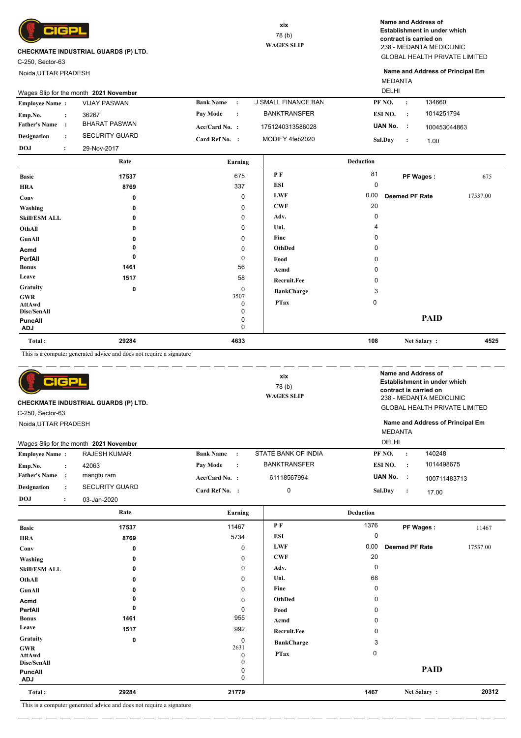**CIGPL**

**CHECKMATE INDUSTRIAL GUARDS (P) LTD.**

C-250, Sector-63

Noida,UTTAR PRADESH

xix

78 (b)

**WAGES SLIP**

**Name and Address of Establishment in under which contract is carried on**

238 - MEDANTA MEDICLINIC

GLOBAL HEALTH PRIVATE LIMITED

**Name and Address of Principal Em**

MEDANTA

DELHI

Wages Slip for the month **2021 November**

| | | | | | |
|---|---|---|---|---|---|
| **Employee Name :** | VIJAY PASWAN | **Bank Name :** | J SMALL FINANCE BAN | **PF NO. :** | 134660 |
| **Emp.No. :** | 36267 | **Pay Mode :** | BANKTRANSFER | **ESI NO. :** | 1014251794 |
| **Father's Name :** | BHARAT PASWAN | **Acc/Card No. :** | 1751240313586028 | **UAN No. :** | 100453044863 |
| **Designation :** | SECURITY GUARD | **Card Ref No. :** | MODIFY 4feb2020 | **Sal.Day :** | 1.00 |
| **DOJ :** | 29-Nov-2017 | | | | |

| | Rate | Earning | Deduction | | | |
|---|---|---|---|---|---|---|
| **Basic** | 17537 | 675 | **P F** | 81 | **PF Wages :** | 675 |
| **HRA** | 8769 | 337 | **ESI** | 0 | | |
| **Conv** | 0 | 0 | **LWF** | 0.00 | **Deemed PF Rate** | 17537.00 |
| **Washing** | 0 | 0 | **CWF** | 20 | | |
| **Skill/ESM ALL** | 0 | 0 | **Adv.** | 0 | | |
| **OthAll** | 0 | 0 | **Uni.** | 4 | | |
| **GunAll** | 0 | 0 | **Fine** | 0 | | |
| **Acmd** | 0 | 0 | **OthDed** | 0 | | |
| **PerfAll** | 0 | 0 | **Food** | 0 | | |
| **Bonus** | 1461 | 56 | **Acmd** | 0 | | |
| **Leave** | 1517 | 58 | **Recruit.Fee** | 0 | | |
| **Gratuity** | 0 | 0 | **BankCharge** | 3 | | |
| **GWR** | | 3507 | **PTax** | 0 | | |
| **AttAwd** | | 0 | | | | |
| **Disc/SenAll** | | 0 | | | | |
| **PuncAll** | | 0 | | | **PAID** | |
| **ADJ** | | 0 | | | | |
| **Total :** | 29284 | 4633 | | 108 | **Net Salary :** | 4525 |

This is a computer generated advice and does not require a signature

---

**CIGPL**

**CHECKMATE INDUSTRIAL GUARDS (P) LTD.**

C-250, Sector-63

Noida,UTTAR PRADESH

xix

78 (b)

**WAGES SLIP**

**Name and Address of Establishment in under which contract is carried on**

238 - MEDANTA MEDICLINIC

GLOBAL HEALTH PRIVATE LIMITED

**Name and Address of Principal Em**

MEDANTA

DELHI

Wages Slip for the month **2021 November**

| | | | | | |
|---|---|---|---|---|---|
| **Employee Name :** | RAJESH KUMAR | **Bank Name :** | STATE BANK OF INDIA | **PF NO. :** | 140248 |
| **Emp.No. :** | 42063 | **Pay Mode :** | BANKTRANSFER | **ESI NO. :** | 1014498675 |
| **Father's Name :** | mangtu ram | **Acc/Card No. :** | 61118567994 | **UAN No. :** | 100711483713 |
| **Designation :** | SECURITY GUARD | **Card Ref No. :** | 0 | **Sal.Day :** | 17.00 |
| **DOJ :** | 03-Jan-2020 | | | | |

| | Rate | Earning | Deduction | | | |
|---|---|---|---|---|---|---|
| **Basic** | 17537 | 11467 | **P F** | 1376 | **PF Wages :** | 11467 |
| **HRA** | 8769 | 5734 | **ESI** | 0 | | |
| **Conv** | 0 | 0 | **LWF** | 0.00 | **Deemed PF Rate** | 17537.00 |
| **Washing** | 0 | 0 | **CWF** | 20 | | |
| **Skill/ESM ALL** | 0 | 0 | **Adv.** | 0 | | |
| **OthAll** | 0 | 0 | **Uni.** | 68 | | |
| **GunAll** | 0 | 0 | **Fine** | 0 | | |
| **Acmd** | 0 | 0 | **OthDed** | 0 | | |
| **PerfAll** | 0 | 0 | **Food** | 0 | | |
| **Bonus** | 1461 | 955 | **Acmd** | 0 | | |
| **Leave** | 1517 | 992 | **Recruit.Fee** | 0 | | |
| **Gratuity** | 0 | 0 | **BankCharge** | 3 | | |
| **GWR** | | 2631 | **PTax** | 0 | | |
| **AttAwd** | | 0 | | | | |
| **Disc/SenAll** | | 0 | | | | |
| **PuncAll** | | 0 | | | **PAID** | |
| **ADJ** | | 0 | | | | |
| **Total :** | 29284 | 21779 | | 1467 | **Net Salary :** | 20312 |

This is a computer generated advice and does not require a signature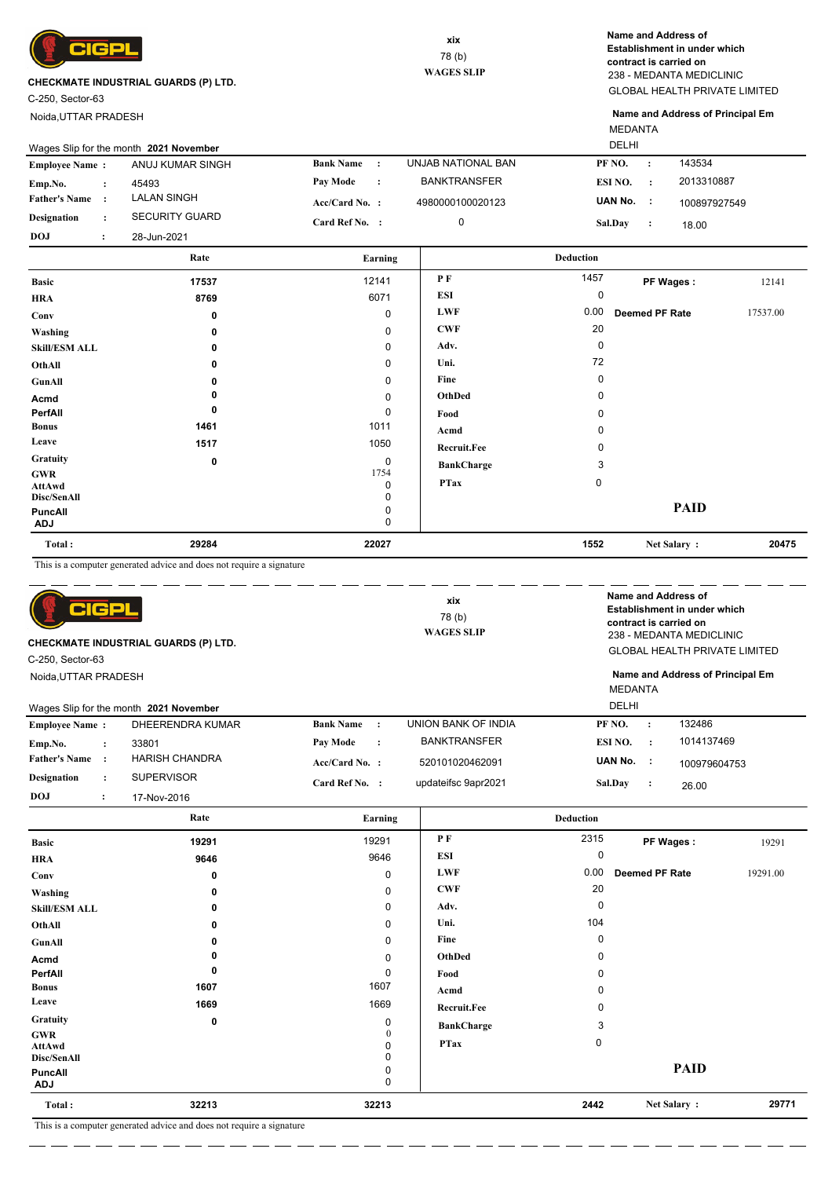**CHECKMATE INDUSTRIAL GUARDS (P) LTD.**
C-250, Sector-63
Noida,UTTAR PRADESH

xix
78 (b)
**WAGES SLIP**

**Name and Address of Establishment in under which contract is carried on**
238 - MEDANTA MEDICLINIC
GLOBAL HEALTH PRIVATE LIMITED

**Name and Address of Principal Em**
MEDANTA
DELHI

Wages Slip for the month **2021 November**

| | | | | | |
|---|---|---|---|---|---|
| **Employee Name :** | ANUJ KUMAR SINGH | **Bank Name :** | UNJAB NATIONAL BAN | **PF NO. :** | 143534 |
| **Emp.No. :** | 45493 | **Pay Mode :** | BANKTRANSFER | **ESI NO. :** | 2013310887 |
| **Father's Name :** | LALAN SINGH | **Acc/Card No. :** | 4980000100020123 | **UAN No. :** | 100897927549 |
| **Designation :** | SECURITY GUARD | **Card Ref No. :** | 0 | **Sal.Day :** | 18.00 |
| **DOJ :** | 28-Jun-2021 | | | | |

| | Rate | Earning | Deduction | | | |
|---|---|---|---|---|---|---|
| **Basic** | 17537 | 12141 | **P F** | 1457 | **PF Wages :** | 12141 |
| **HRA** | 8769 | 6071 | **ESI** | 0 | | |
| **Conv** | 0 | 0 | **LWF** | 0.00 | **Deemed PF Rate** | 17537.00 |
| **Washing** | 0 | 0 | **CWF** | 20 | | |
| **Skill/ESM ALL** | 0 | 0 | **Adv.** | 0 | | |
| **OthAll** | 0 | 0 | **Uni.** | 72 | | |
| **GunAll** | 0 | 0 | **Fine** | 0 | | |
| **Acmd** | 0 | 0 | **OthDed** | 0 | | |
| **PerfAll** | 0 | 0 | **Food** | 0 | | |
| **Bonus** | 1461 | 1011 | **Acmd** | 0 | | |
| **Leave** | 1517 | 1050 | **Recruit.Fee** | 0 | | |
| **Gratuity** | 0 | 0 | **BankCharge** | 3 | | |
| **GWR** | | 1754 | **PTax** | 0 | | |
| **AttAwd** | | 0 | | | | |
| **Disc/SenAll** | | 0 | | | | |
| **PuncAll** | | 0 | | | **PAID** | |
| **ADJ** | | 0 | | | | |
| **Total :** | **29284** | **22027** | | **1552** | **Net Salary :** | **20475** |

This is a computer generated advice and does not require a signature

---

**CHECKMATE INDUSTRIAL GUARDS (P) LTD.**
C-250, Sector-63
Noida,UTTAR PRADESH

xix
78 (b)
**WAGES SLIP**

**Name and Address of Establishment in under which contract is carried on**
238 - MEDANTA MEDICLINIC
GLOBAL HEALTH PRIVATE LIMITED

**Name and Address of Principal Em**
MEDANTA
DELHI

Wages Slip for the month **2021 November**

| | | | | | |
|---|---|---|---|---|---|
| **Employee Name :** | DHEERENDRA KUMAR | **Bank Name :** | UNION BANK OF INDIA | **PF NO. :** | 132486 |
| **Emp.No. :** | 33801 | **Pay Mode :** | BANKTRANSFER | **ESI NO. :** | 1014137469 |
| **Father's Name :** | HARISH CHANDRA | **Acc/Card No. :** | 520101020462091 | **UAN No. :** | 100979604753 |
| **Designation :** | SUPERVISOR | **Card Ref No. :** | updateifsc 9apr2021 | **Sal.Day :** | 26.00 |
| **DOJ :** | 17-Nov-2016 | | | | |

| | Rate | Earning | Deduction | | | |
|---|---|---|---|---|---|---|
| **Basic** | 19291 | 19291 | **P F** | 2315 | **PF Wages :** | 19291 |
| **HRA** | 9646 | 9646 | **ESI** | 0 | | |
| **Conv** | 0 | 0 | **LWF** | 0.00 | **Deemed PF Rate** | 19291.00 |
| **Washing** | 0 | 0 | **CWF** | 20 | | |
| **Skill/ESM ALL** | 0 | 0 | **Adv.** | 0 | | |
| **OthAll** | 0 | 0 | **Uni.** | 104 | | |
| **GunAll** | 0 | 0 | **Fine** | 0 | | |
| **Acmd** | 0 | 0 | **OthDed** | 0 | | |
| **PerfAll** | 0 | 0 | **Food** | 0 | | |
| **Bonus** | 1607 | 1607 | **Acmd** | 0 | | |
| **Leave** | 1669 | 1669 | **Recruit.Fee** | 0 | | |
| **Gratuity** | 0 | 0 | **BankCharge** | 3 | | |
| **GWR** | | 0 | **PTax** | 0 | | |
| **AttAwd** | | 0 | | | | |
| **Disc/SenAll** | | 0 | | | | |
| **PuncAll** | | 0 | | | **PAID** | |
| **ADJ** | | 0 | | | | |
| **Total :** | **32213** | **32213** | | **2442** | **Net Salary :** | **29771** |

This is a computer generated advice and does not require a signature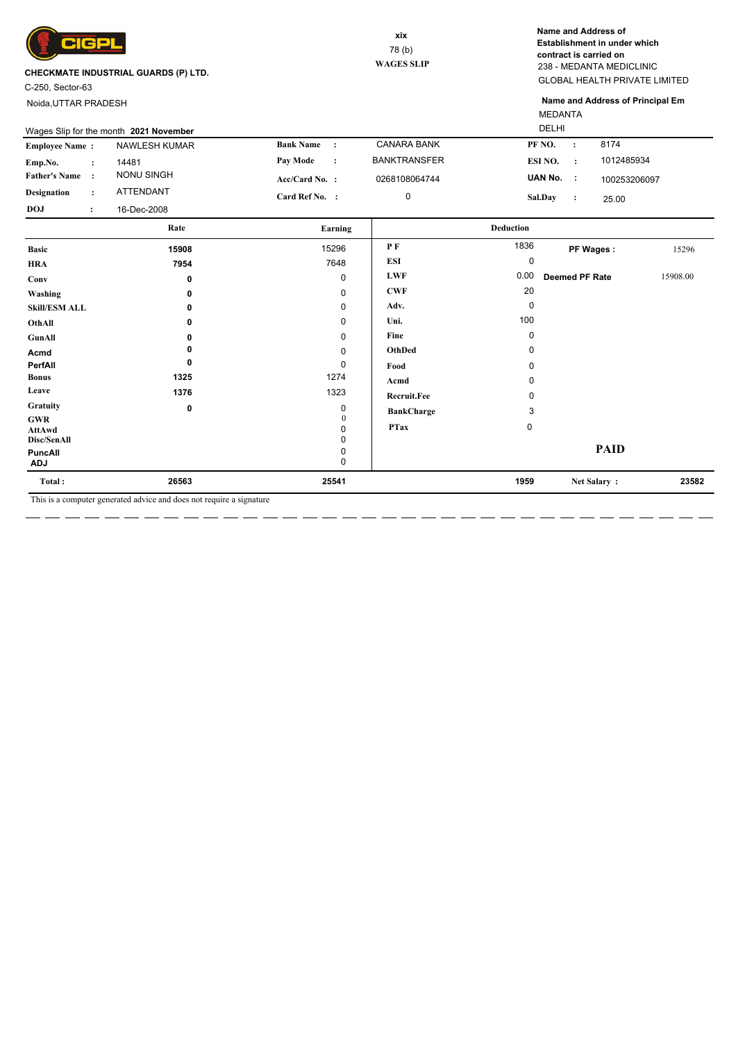CIGPL

**CHECKMATE INDUSTRIAL GUARDS (P) LTD.**

C-250, Sector-63

Noida,UTTAR PRADESH

**xix**

78 (b)

**WAGES SLIP**

**Name and Address of Establishment in under which contract is carried on**

238 - MEDANTA MEDICLINIC

GLOBAL HEALTH PRIVATE LIMITED

**Name and Address of Principal Em**

MEDANTA

DELHI

Wages Slip for the month **2021 November**

| | | | | | |
|---|---|---|---|---|---|
| **Employee Name :** | NAWLESH KUMAR | **Bank Name :** | CANARA BANK | **PF NO. :** | 8174 |
| **Emp.No. :** | 14481 | **Pay Mode :** | BANKTRANSFER | **ESI NO. :** | 1012485934 |
| **Father's Name :** | NONU SINGH | **Acc/Card No. :** | 0268108064744 | **UAN No. :** | 100253206097 |
| **Designation :** | ATTENDANT | **Card Ref No. :** | 0 | **Sal.Day :** | 25.00 |
| **DOJ :** | 16-Dec-2008 | | | | |

| | Rate | Earning | Deduction | | | |
|---|---|---|---|---|---|---|
| **Basic** | 15908 | 15296 | **P F** | 1836 | **PF Wages :** | 15296 |
| **HRA** | 7954 | 7648 | **ESI** | 0 | | |
| **Conv** | 0 | 0 | **LWF** | 0.00 | **Deemed PF Rate** | 15908.00 |
| **Washing** | 0 | 0 | **CWF** | 20 | | |
| **Skill/ESM ALL** | 0 | 0 | **Adv.** | 0 | | |
| **OthAll** | 0 | 0 | **Uni.** | 100 | | |
| **GunAll** | 0 | 0 | **Fine** | 0 | | |
| **Acmd** | 0 | 0 | **OthDed** | 0 | | |
| **PerfAll** | 0 | 0 | **Food** | 0 | | |
| **Bonus** | 1325 | 1274 | **Acmd** | 0 | | |
| **Leave** | 1376 | 1323 | **Recruit.Fee** | 0 | | |
| **Gratuity** | 0 | 0 | **BankCharge** | 3 | | |
| **GWR** | | 0 | **PTax** | 0 | | |
| **AttAwd** | | 0 | | | | |
| **Disc/SenAll** | | 0 | | | | |
| **PuncAll** | | 0 | | | **PAID** | |
| **ADJ** | | 0 | | | | |
| **Total :** | 26563 | 25541 | | 1959 | **Net Salary :** | 23582 |

This is a computer generated advice and does not require a signature